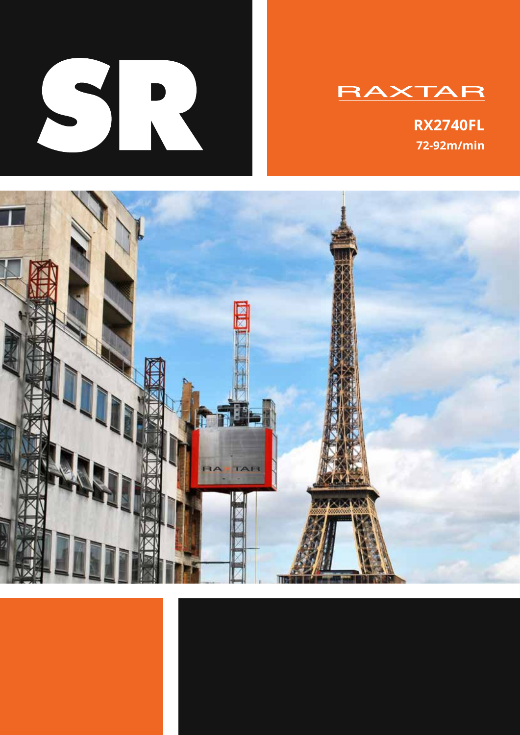# SR

RAXTAR

**RX2740FL**

**72-92m/min**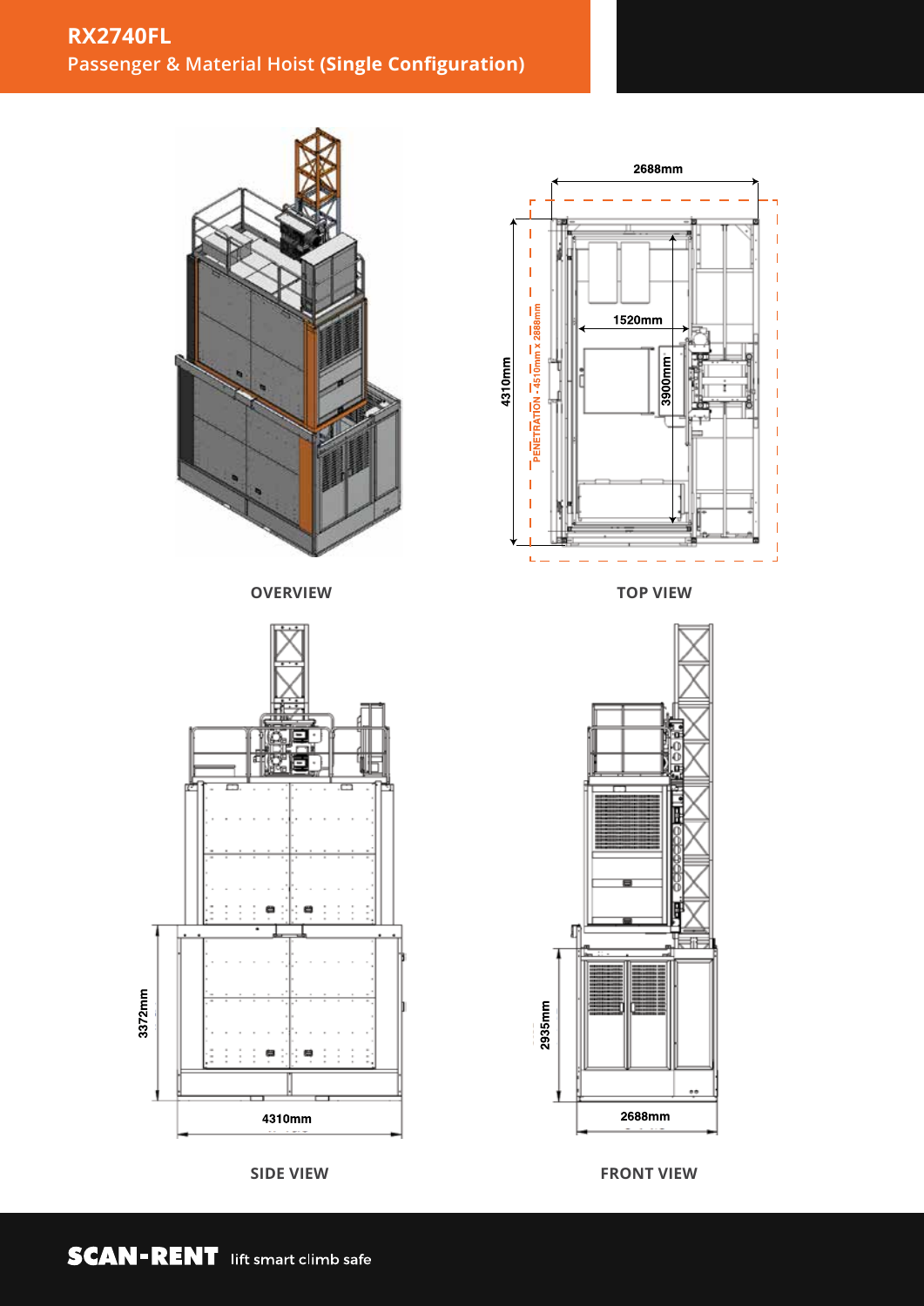# RX2740FL

## Passenger & Material Hoist **(Single Configuration)**

2688mm

1520mm

4310mm

3900mm

PENETRATION - 4510mm x 2888mm

OVERVIEW

TOP VIEW

3372mm

4310mm

2935mm

2688mm

SIDE VIEW

FRONT VIEW

**SCAN-RENT** lift smart climb safe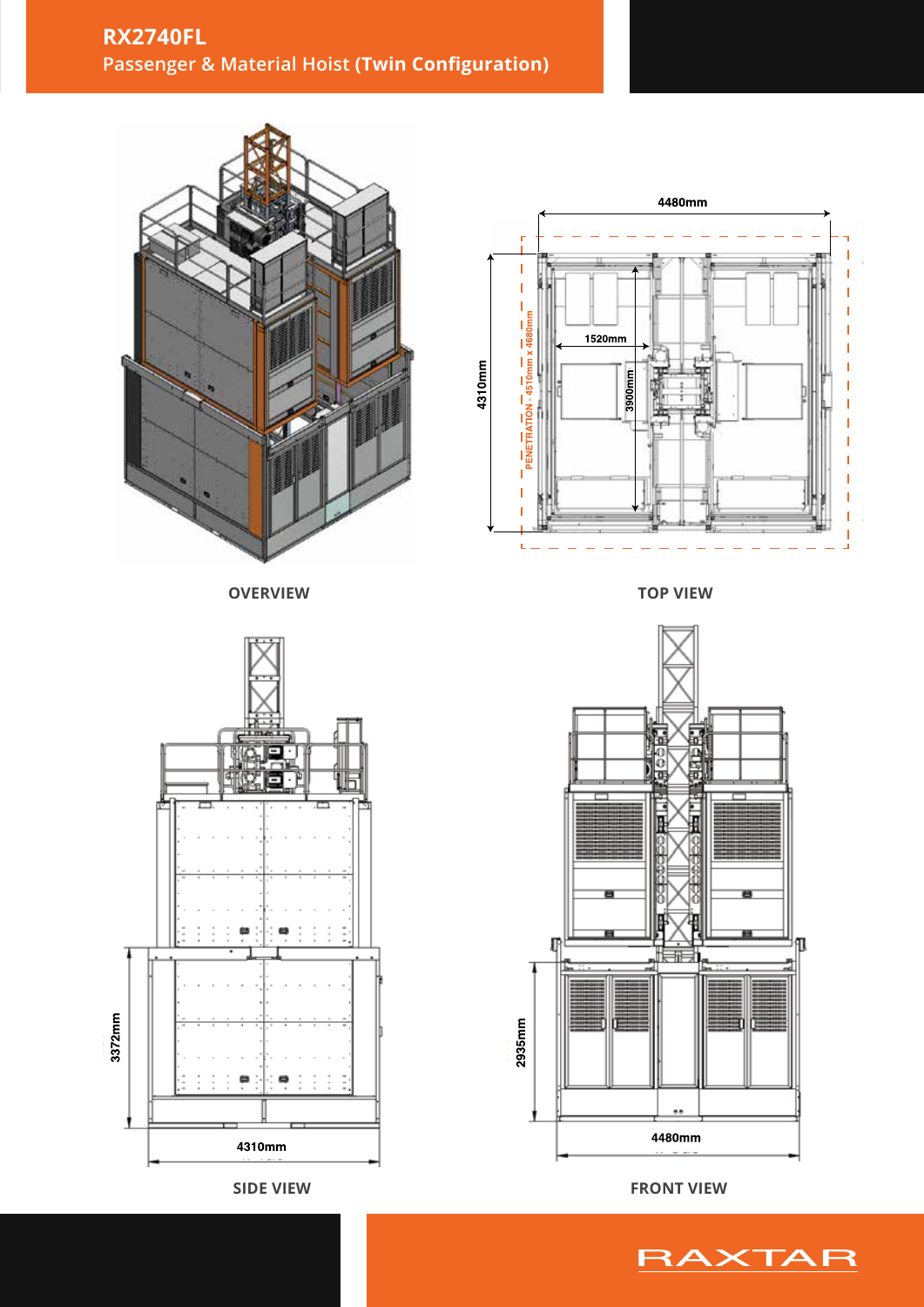# RX2740FL

Passenger & Material Hoist **(Twin Configuration)**

4480mm

4310mm

1520mm

3900mm

PENETRATION - 4510mm x 4680mm

OVERVIEW

TOP VIEW

3372mm

4310mm

2935mm

4480mm

SIDE VIEW

FRONT VIEW

RAXTAR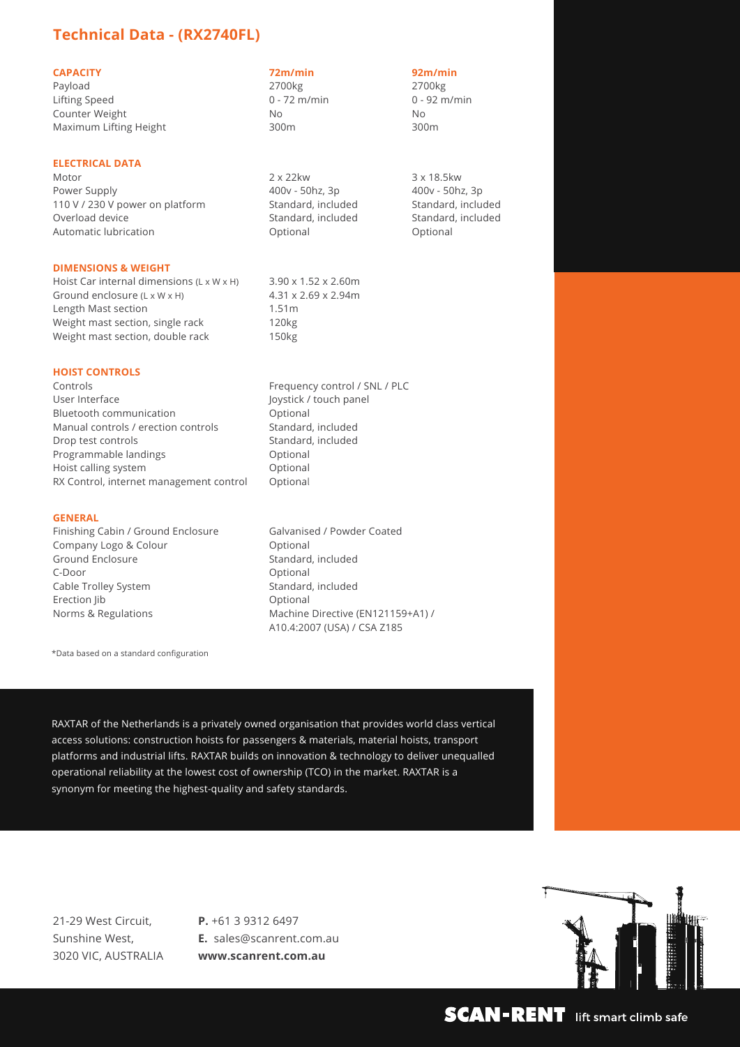## Technical Data - (RX2740FL)

| CAPACITY | 72m/min | 92m/min |
|---|---|---|
| Payload | 2700kg | 2700kg |
| Lifting Speed | 0 - 72 m/min | 0 - 92 m/min |
| Counter Weight | No | No |
| Maximum Lifting Height | 300m | 300m |

| ELECTRICAL DATA | | |
|---|---|---|
| Motor | 2 x 22kw | 3 x 18.5kw |
| Power Supply | 400v - 50hz, 3p | 400v - 50hz, 3p |
| 110 V / 230 V power on platform | Standard, included | Standard, included |
| Overload device | Standard, included | Standard, included |
| Automatic lubrication | Optional | Optional |

| DIMENSIONS & WEIGHT | |
|---|---|
| Hoist Car internal dimensions (L x W x H) | 3.90 x 1.52 x 2.60m |
| Ground enclosure (L x W x H) | 4.31 x 2.69 x 2.94m |
| Length Mast section | 1.51m |
| Weight mast section, single rack | 120kg |
| Weight mast section, double rack | 150kg |

| HOIST CONTROLS | |
|---|---|
| Controls | Frequency control / SNL / PLC |
| User Interface | Joystick / touch panel |
| Bluetooth communication | Optional |
| Manual controls / erection controls | Standard, included |
| Drop test controls | Standard, included |
| Programmable landings | Optional |
| Hoist calling system | Optional |
| RX Control, internet management control | Optional |

| GENERAL | |
|---|---|
| Finishing Cabin / Ground Enclosure | Galvanised / Powder Coated |
| Company Logo & Colour | Optional |
| Ground Enclosure | Standard, included |
| C-Door | Optional |
| Cable Trolley System | Standard, included |
| Erection Jib | Optional |
| Norms & Regulations | Machine Directive (EN121159+A1) / A10.4:2007 (USA) / CSA Z185 |

*Data based on a standard configuration

RAXTAR of the Netherlands is a privately owned organisation that provides world class vertical access solutions: construction hoists for passengers & materials, material hoists, transport platforms and industrial lifts. RAXTAR builds on innovation & technology to deliver unequalled operational reliability at the lowest cost of ownership (TCO) in the market. RAXTAR is a synonym for meeting the highest-quality and safety standards.

21-29 West Circuit,
Sunshine West,
3020 VIC, AUSTRALIA

**P.** +61 3 9312 6497
**E.** sales@scanrent.com.au
**www.scanrent.com.au**

**SCAN-RENT** lift smart climb safe